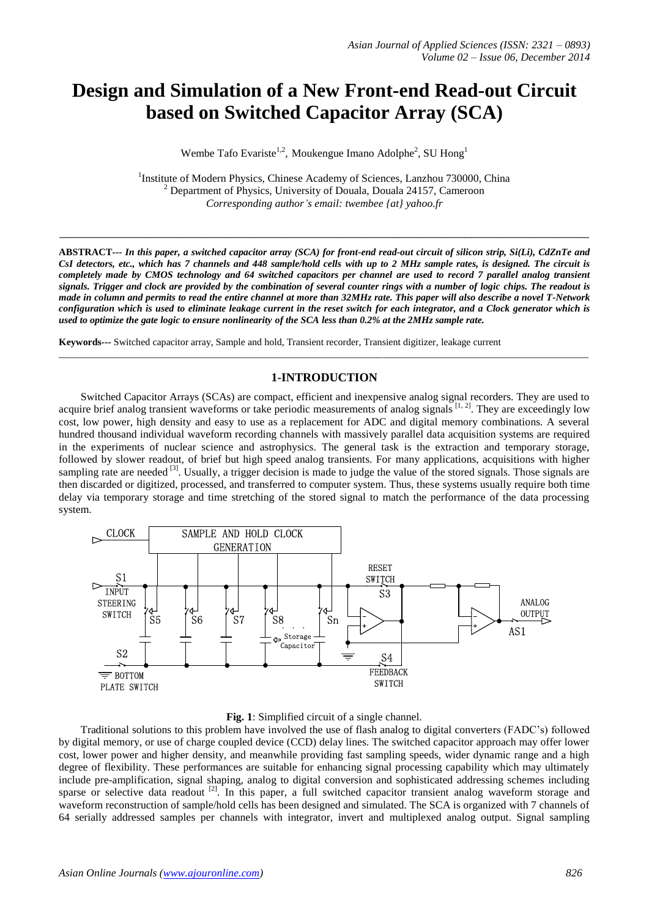# Design and Simulation of a New Front-end Read-out Circuit based on Switched Capacitor Array (SCA)

Wembe Tafo Evariste[1,2], Moukengue Imano Adolphe[2], SU Hong[1]

[1]Institute of Modern Physics, Chinese Academy of Sciences, Lanzhou 730000, China
[2] Department of Physics, University of Douala, Douala 24157, Cameroon
*Corresponding author's email: twembee {at} yahoo.fr*

---

**ABSTRACT---** ***In this paper, a switched capacitor array (SCA) for front-end read-out circuit of silicon strip, Si(Li), CdZnTe and CsI detectors, etc., which has 7 channels and 448 sample/hold cells with up to 2 MHz sample rates, is designed. The circuit is completely made by CMOS technology and 64 switched capacitors per channel are used to record 7 parallel analog transient signals. Trigger and clock are provided by the combination of several counter rings with a number of logic chips. The readout is made in column and permits to read the entire channel at more than 32MHz rate. This paper will also describe a novel T-Network configuration which is used to eliminate leakage current in the reset switch for each integrator, and a Clock generator which is used to optimize the gate logic to ensure nonlinearity of the SCA less than 0.2% at the 2MHz sample rate.***

**Keywords---** Switched capacitor array, Sample and hold, Transient recorder, Transient digitizer, leakage current

---

## 1-INTRODUCTION

Switched Capacitor Arrays (SCAs) are compact, efficient and inexpensive analog signal recorders. They are used to acquire brief analog transient waveforms or take periodic measurements of analog signals [1, 2]. They are exceedingly low cost, low power, high density and easy to use as a replacement for ADC and digital memory combinations. A several hundred thousand individual waveform recording channels with massively parallel data acquisition systems are required in the experiments of nuclear science and astrophysics. The general task is the extraction and temporary storage, followed by slower readout, of brief but high speed analog transients. For many applications, acquisitions with higher sampling rate are needed [3]. Usually, a trigger decision is made to judge the value of the stored signals. Those signals are then discarded or digitized, processed, and transferred to computer system. Thus, these systems usually require both time delay via temporary storage and time stretching of the stored signal to match the performance of the data processing system.

**Fig. 1**: Simplified circuit of a single channel.

Traditional solutions to this problem have involved the use of flash analog to digital converters (FADC's) followed by digital memory, or use of charge coupled device (CCD) delay lines. The switched capacitor approach may offer lower cost, lower power and higher density, and meanwhile providing fast sampling speeds, wider dynamic range and a high degree of flexibility. These performances are suitable for enhancing signal processing capability which may ultimately include pre-amplification, signal shaping, analog to digital conversion and sophisticated addressing schemes including sparse or selective data readout [2]. In this paper, a full switched capacitor transient analog waveform storage and waveform reconstruction of sample/hold cells has been designed and simulated. The SCA is organized with 7 channels of 64 serially addressed samples per channels with integrator, invert and multiplexed analog output. Signal sampling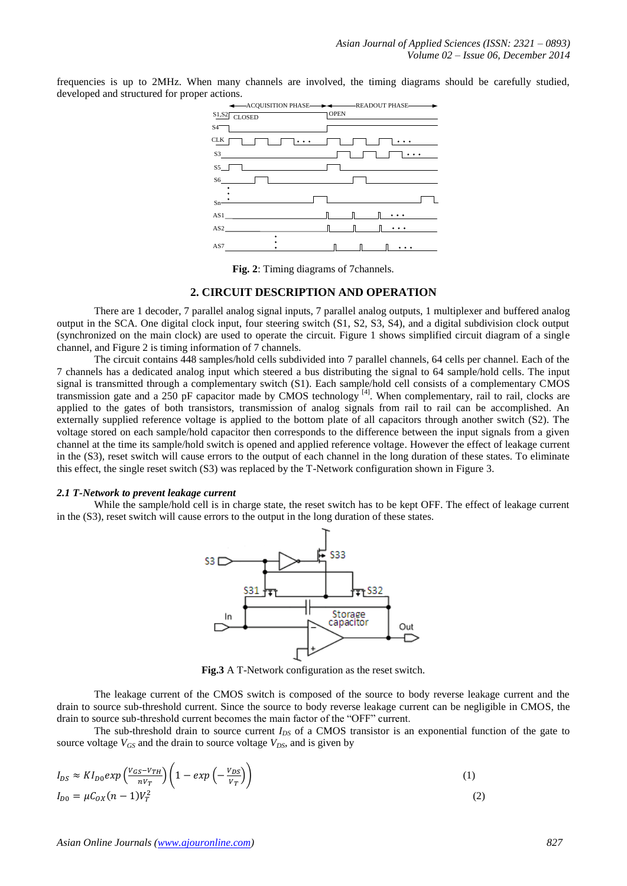frequencies is up to 2MHz. When many channels are involved, the timing diagrams should be carefully studied, developed and structured for proper actions.

**Fig. 2**: Timing diagrams of 7channels.

## 2. CIRCUIT DESCRIPTION AND OPERATION

There are 1 decoder, 7 parallel analog signal inputs, 7 parallel analog outputs, 1 multiplexer and buffered analog output in the SCA. One digital clock input, four steering switch (S1, S2, S3, S4), and a digital subdivision clock output (synchronized on the main clock) are used to operate the circuit. Figure 1 shows simplified circuit diagram of a single channel, and Figure 2 is timing information of 7 channels.

The circuit contains 448 samples/hold cells subdivided into 7 parallel channels, 64 cells per channel. Each of the 7 channels has a dedicated analog input which steered a bus distributing the signal to 64 sample/hold cells. The input signal is transmitted through a complementary switch (S1). Each sample/hold cell consists of a complementary CMOS transmission gate and a 250 pF capacitor made by CMOS technology [4]. When complementary, rail to rail, clocks are applied to the gates of both transistors, transmission of analog signals from rail to rail can be accomplished. An externally supplied reference voltage is applied to the bottom plate of all capacitors through another switch (S2). The voltage stored on each sample/hold capacitor then corresponds to the difference between the input signals from a given channel at the time its sample/hold switch is opened and applied reference voltage. However the effect of leakage current in the (S3), reset switch will cause errors to the output of each channel in the long duration of these states. To eliminate this effect, the single reset switch (S3) was replaced by the T-Network configuration shown in Figure 3.

### *2.1 T-Network to prevent leakage current*

While the sample/hold cell is in charge state, the reset switch has to be kept OFF. The effect of leakage current in the (S3), reset switch will cause errors to the output in the long duration of these states.

**Fig.3** A T-Network configuration as the reset switch.

The leakage current of the CMOS switch is composed of the source to body reverse leakage current and the drain to source sub-threshold current. Since the source to body reverse leakage current can be negligible in CMOS, the drain to source sub-threshold current becomes the main factor of the "OFF" current.

The sub-threshold drain to source current $I_{DS}$ of a CMOS transistor is an exponential function of the gate to source voltage $V_{GS}$ and the drain to source voltage $V_{DS}$, and is given by

$$I_{DS} \approx K I_{D0} exp\left(\frac{V_{GS}-V_{TH}}{nV_T}\right)\left(1-exp\left(-\frac{V_{DS}}{V_T}\right)\right) \quad (1)$$

$$I_{D0} = \mu C_{OX}(n-1)V_T^2 \quad (2)$$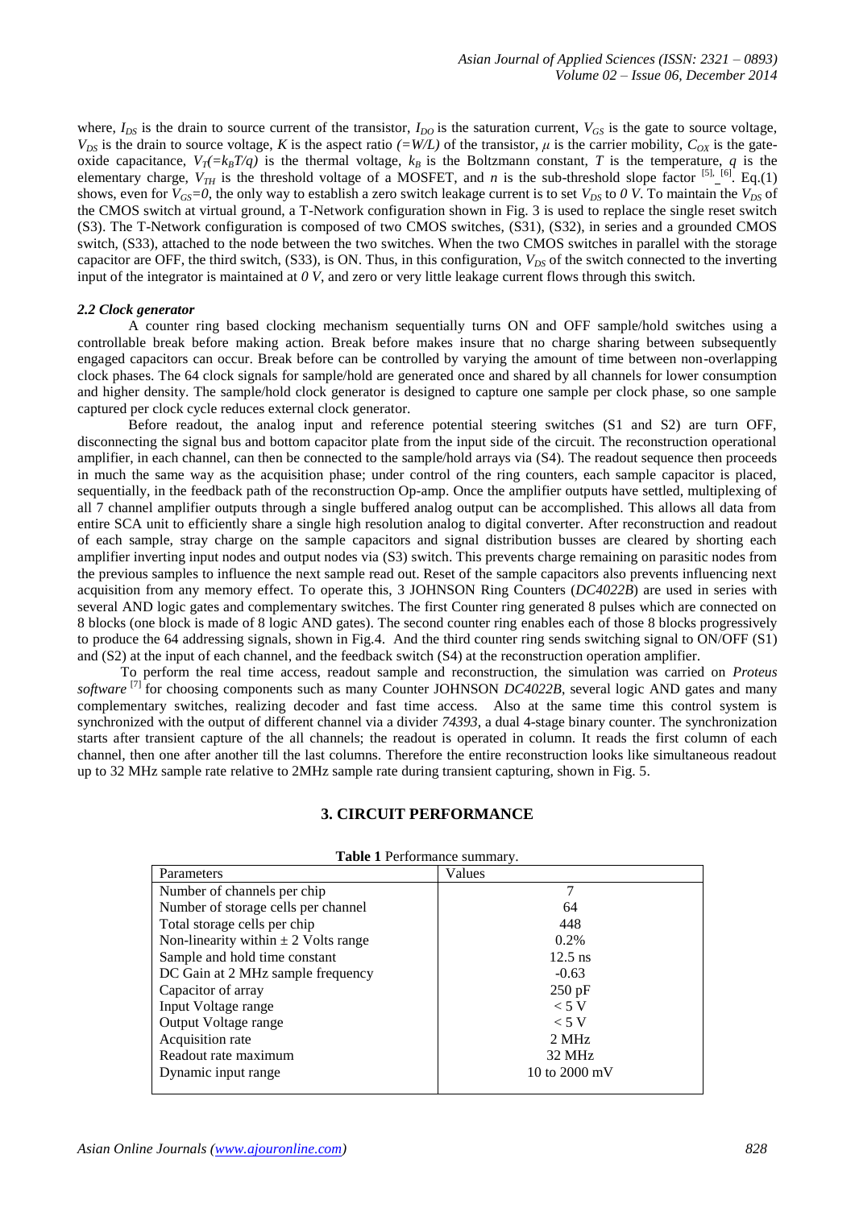where, $I_{DS}$ is the drain to source current of the transistor, $I_{DO}$ is the saturation current, $V_{GS}$ is the gate to source voltage, $V_{DS}$ is the drain to source voltage, $K$ is the aspect ratio $(=W/L)$ of the transistor, $\mu$ is the carrier mobility, $C_{OX}$ is the gate-oxide capacitance, $V_T(=k_BT/q)$ is the thermal voltage, $k_B$ is the Boltzmann constant, $T$ is the temperature, $q$ is the elementary charge, $V_{TH}$ is the threshold voltage of a MOSFET, and $n$ is the sub-threshold slope factor [5], [6]. Eq.(1) shows, even for $V_{GS}=0$, the only way to establish a zero switch leakage current is to set $V_{DS}$ to $0\ V$. To maintain the $V_{DS}$ of the CMOS switch at virtual ground, a T-Network configuration shown in Fig. 3 is used to replace the single reset switch (S3). The T-Network configuration is composed of two CMOS switches, (S31), (S32), in series and a grounded CMOS switch, (S33), attached to the node between the two switches. When the two CMOS switches in parallel with the storage capacitor are OFF, the third switch, (S33), is ON. Thus, in this configuration, $V_{DS}$ of the switch connected to the inverting input of the integrator is maintained at $0\ V$, and zero or very little leakage current flows through this switch.

### *2.2 Clock generator*

A counter ring based clocking mechanism sequentially turns ON and OFF sample/hold switches using a controllable break before making action. Break before makes insure that no charge sharing between subsequently engaged capacitors can occur. Break before can be controlled by varying the amount of time between non-overlapping clock phases. The 64 clock signals for sample/hold are generated once and shared by all channels for lower consumption and higher density. The sample/hold clock generator is designed to capture one sample per clock phase, so one sample captured per clock cycle reduces external clock generator.

Before readout, the analog input and reference potential steering switches (S1 and S2) are turn OFF, disconnecting the signal bus and bottom capacitor plate from the input side of the circuit. The reconstruction operational amplifier, in each channel, can then be connected to the sample/hold arrays via (S4). The readout sequence then proceeds in much the same way as the acquisition phase; under control of the ring counters, each sample capacitor is placed, sequentially, in the feedback path of the reconstruction Op-amp. Once the amplifier outputs have settled, multiplexing of all 7 channel amplifier outputs through a single buffered analog output can be accomplished. This allows all data from entire SCA unit to efficiently share a single high resolution analog to digital converter. After reconstruction and readout of each sample, stray charge on the sample capacitors and signal distribution busses are cleared by shorting each amplifier inverting input nodes and output nodes via (S3) switch. This prevents charge remaining on parasitic nodes from the previous samples to influence the next sample read out. Reset of the sample capacitors also prevents influencing next acquisition from any memory effect. To operate this, 3 JOHNSON Ring Counters (*DC4022B*) are used in series with several AND logic gates and complementary switches. The first Counter ring generated 8 pulses which are connected on 8 blocks (one block is made of 8 logic AND gates). The second counter ring enables each of those 8 blocks progressively to produce the 64 addressing signals, shown in Fig.4. And the third counter ring sends switching signal to ON/OFF (S1) and (S2) at the input of each channel, and the feedback switch (S4) at the reconstruction operation amplifier.

To perform the real time access, readout sample and reconstruction, the simulation was carried on *Proteus software* [7] for choosing components such as many Counter JOHNSON *DC4022B*, several logic AND gates and many complementary switches, realizing decoder and fast time access. Also at the same time this control system is synchronized with the output of different channel via a divider *74393*, a dual 4-stage binary counter. The synchronization starts after transient capture of the all channels; the readout is operated in column. It reads the first column of each channel, then one after another till the last columns. Therefore the entire reconstruction looks like simultaneous readout up to 32 MHz sample rate relative to 2MHz sample rate during transient capturing, shown in Fig. 5.

## 3. CIRCUIT PERFORMANCE

**Table 1** Performance summary.

| Parameters | Values |
|---|---|
| Number of channels per chip | 7 |
| Number of storage cells per channel | 64 |
| Total storage cells per chip | 448 |
| Non-linearity within ± 2 Volts range | 0.2% |
| Sample and hold time constant | 12.5 ns |
| DC Gain at 2 MHz sample frequency | -0.63 |
| Capacitor of array | 250 pF |
| Input Voltage range | < 5 V |
| Output Voltage range | < 5 V |
| Acquisition rate | 2 MHz |
| Readout rate maximum | 32 MHz |
| Dynamic input range | 10 to 2000 mV |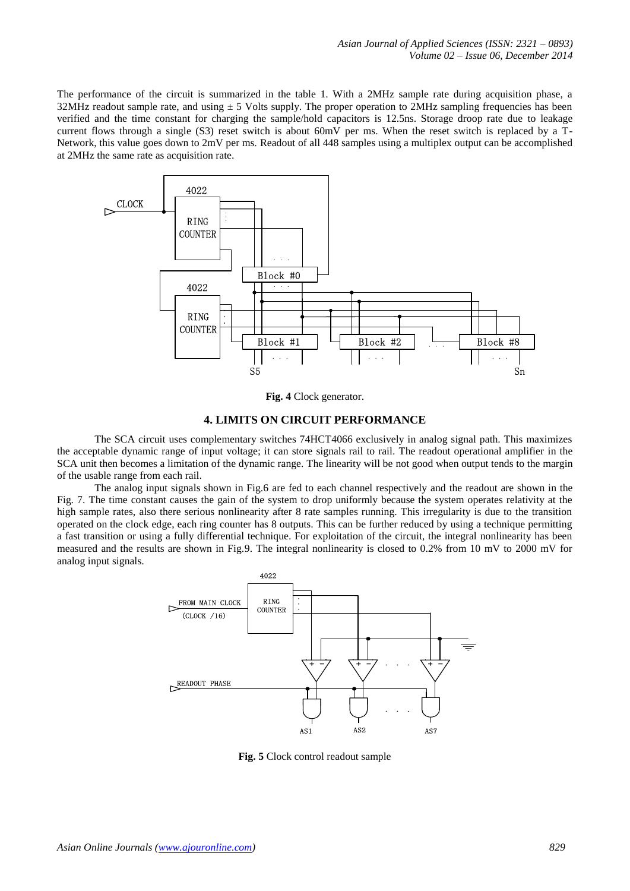The performance of the circuit is summarized in the table 1. With a 2MHz sample rate during acquisition phase, a 32MHz readout sample rate, and using ± 5 Volts supply. The proper operation to 2MHz sampling frequencies has been verified and the time constant for charging the sample/hold capacitors is 12.5ns. Storage droop rate due to leakage current flows through a single (S3) reset switch is about 60mV per ms. When the reset switch is replaced by a T-Network, this value goes down to 2mV per ms. Readout of all 448 samples using a multiplex output can be accomplished at 2MHz the same rate as acquisition rate.

**Fig. 4** Clock generator.

## 4. LIMITS ON CIRCUIT PERFORMANCE

The SCA circuit uses complementary switches 74HCT4066 exclusively in analog signal path. This maximizes the acceptable dynamic range of input voltage; it can store signals rail to rail. The readout operational amplifier in the SCA unit then becomes a limitation of the dynamic range. The linearity will be not good when output tends to the margin of the usable range from each rail.

The analog input signals shown in Fig.6 are fed to each channel respectively and the readout are shown in the Fig. 7. The time constant causes the gain of the system to drop uniformly because the system operates relativity at the high sample rates, also there serious nonlinearity after 8 rate samples running. This irregularity is due to the transition operated on the clock edge, each ring counter has 8 outputs. This can be further reduced by using a technique permitting a fast transition or using a fully differential technique. For exploitation of the circuit, the integral nonlinearity has been measured and the results are shown in Fig.9. The integral nonlinearity is closed to 0.2% from 10 mV to 2000 mV for analog input signals.

**Fig. 5** Clock control readout sample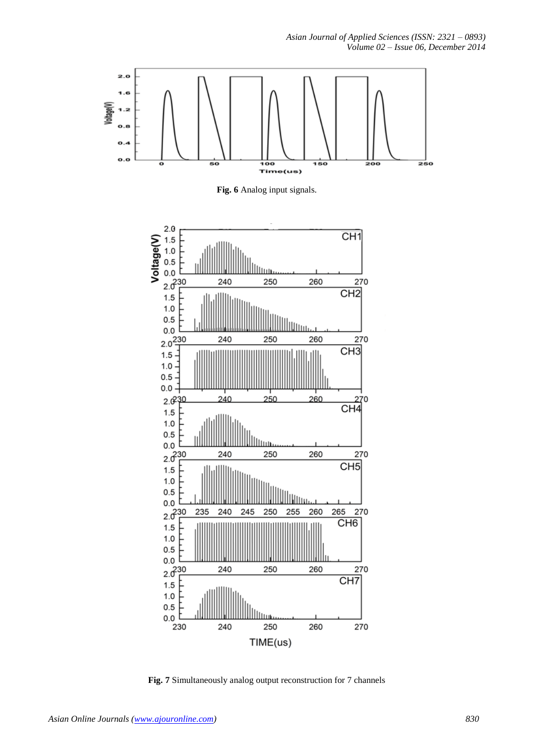**Fig. 6** Analog input signals.

**Fig. 7** Simultaneously analog output reconstruction for 7 channels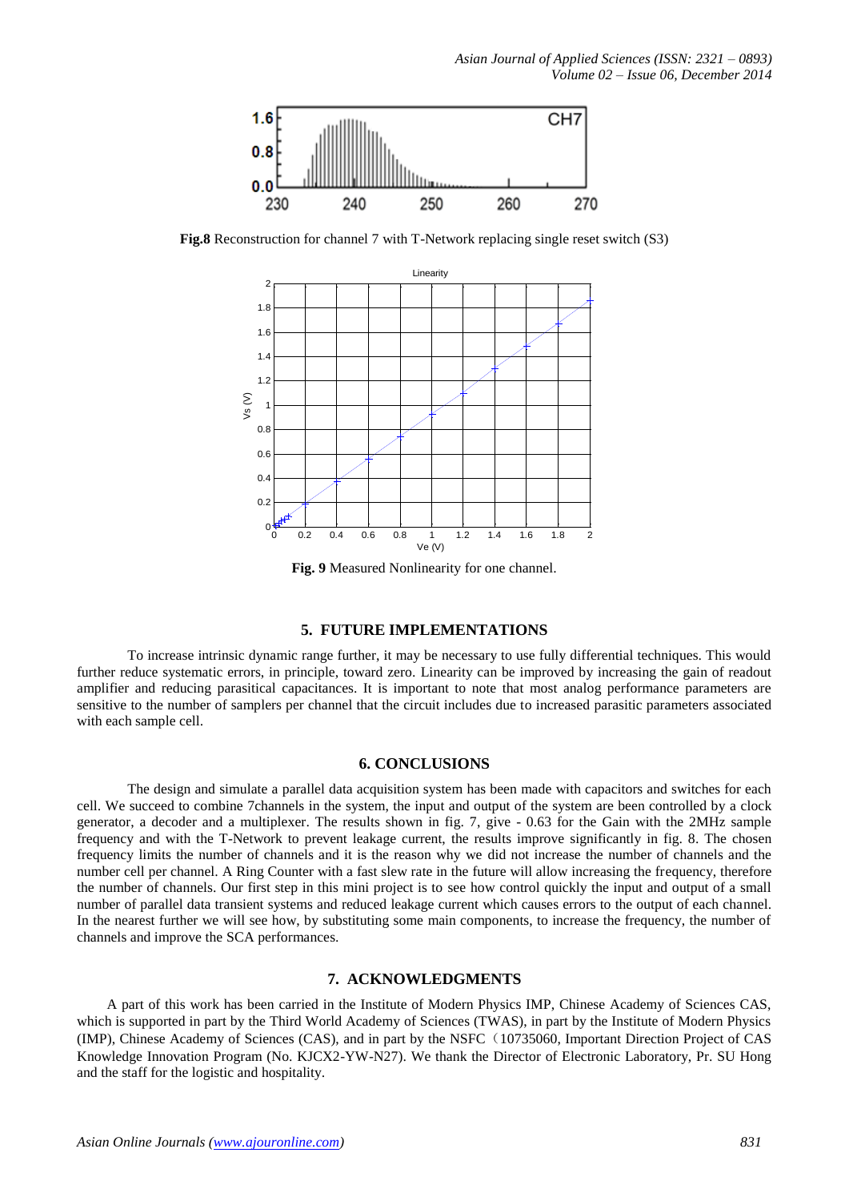**Fig.8** Reconstruction for channel 7 with T-Network replacing single reset switch (S3)

**Fig. 9** Measured Nonlinearity for one channel.

## 5. FUTURE IMPLEMENTATIONS

To increase intrinsic dynamic range further, it may be necessary to use fully differential techniques. This would further reduce systematic errors, in principle, toward zero. Linearity can be improved by increasing the gain of readout amplifier and reducing parasitical capacitances. It is important to note that most analog performance parameters are sensitive to the number of samplers per channel that the circuit includes due to increased parasitic parameters associated with each sample cell.

## 6. CONCLUSIONS

The design and simulate a parallel data acquisition system has been made with capacitors and switches for each cell. We succeed to combine 7channels in the system, the input and output of the system are been controlled by a clock generator, a decoder and a multiplexer. The results shown in fig. 7, give - 0.63 for the Gain with the 2MHz sample frequency and with the T-Network to prevent leakage current, the results improve significantly in fig. 8. The chosen frequency limits the number of channels and it is the reason why we did not increase the number of channels and the number cell per channel. A Ring Counter with a fast slew rate in the future will allow increasing the frequency, therefore the number of channels. Our first step in this mini project is to see how control quickly the input and output of a small number of parallel data transient systems and reduced leakage current which causes errors to the output of each channel. In the nearest further we will see how, by substituting some main components, to increase the frequency, the number of channels and improve the SCA performances.

## 7. ACKNOWLEDGMENTS

A part of this work has been carried in the Institute of Modern Physics IMP, Chinese Academy of Sciences CAS, which is supported in part by the Third World Academy of Sciences (TWAS), in part by the Institute of Modern Physics (IMP), Chinese Academy of Sciences (CAS), and in part by the NSFC（10735060, Important Direction Project of CAS Knowledge Innovation Program (No. KJCX2-YW-N27). We thank the Director of Electronic Laboratory, Pr. SU Hong and the staff for the logistic and hospitality.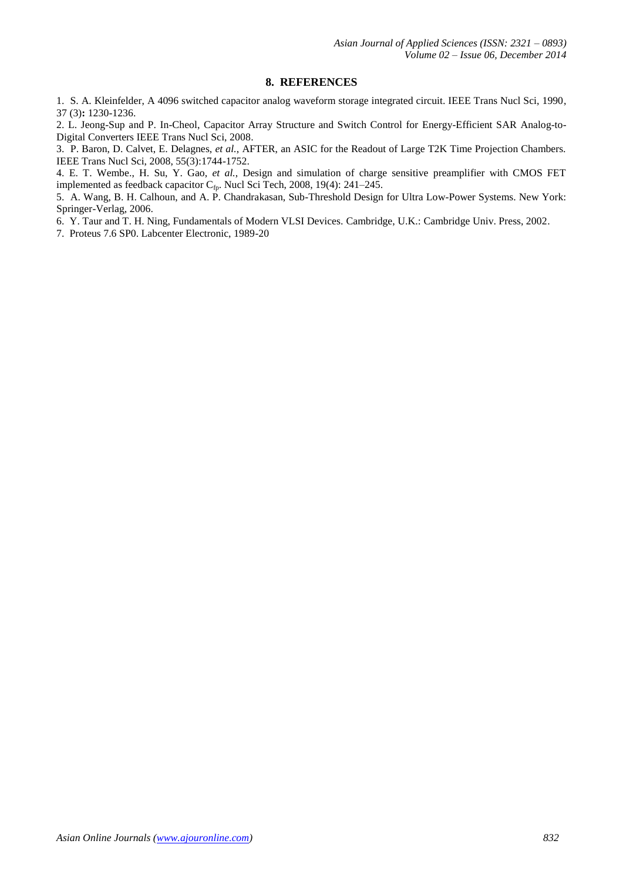## 8. REFERENCES

1. S. A. Kleinfelder, A 4096 switched capacitor analog waveform storage integrated circuit. IEEE Trans Nucl Sci, 1990, 37 (3)**:** 1230-1236.
2. L. Jeong-Sup and P. In-Cheol, Capacitor Array Structure and Switch Control for Energy-Efficient SAR Analog-to-Digital Converters IEEE Trans Nucl Sci, 2008.
3. P. Baron, D. Calvet, E. Delagnes, *et al.*, AFTER, an ASIC for the Readout of Large T2K Time Projection Chambers. IEEE Trans Nucl Sci, 2008, 55(3):1744-1752.
4. E. T. Wembe., H. Su, Y. Gao, *et al.*, Design and simulation of charge sensitive preamplifier with CMOS FET implemented as feedback capacitor $C_{fp}$. Nucl Sci Tech, 2008, 19(4): 241–245.
5. A. Wang, B. H. Calhoun, and A. P. Chandrakasan, Sub-Threshold Design for Ultra Low-Power Systems. New York: Springer-Verlag, 2006.
6. Y. Taur and T. H. Ning, Fundamentals of Modern VLSI Devices. Cambridge, U.K.: Cambridge Univ. Press, 2002.
7. Proteus 7.6 SP0. Labcenter Electronic, 1989-20